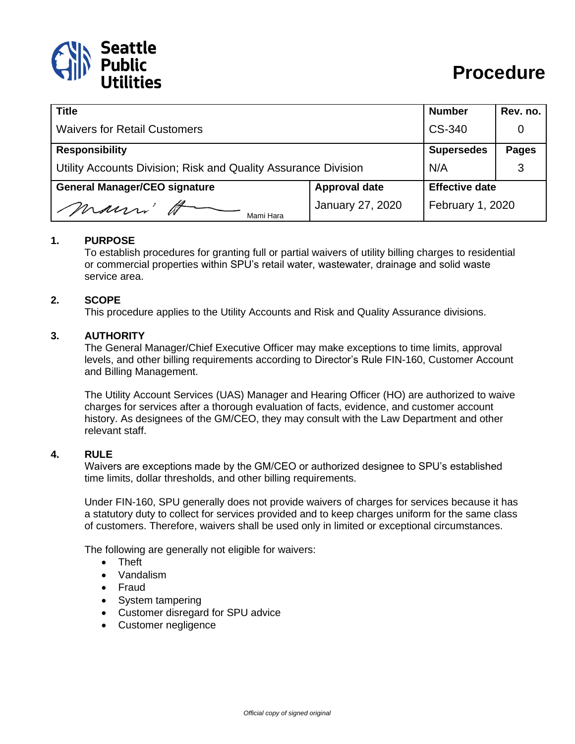Seattle Public Utilities

# Procedure

| Title | | Number | Rev. no. |
|---|---|---|---|
| Waivers for Retail Customers | | CS-340 | 0 |
| **Responsibility** | | **Supersedes** | **Pages** |
| Utility Accounts Division; Risk and Quality Assurance Division | | N/A | 3 |
| **General Manager/CEO signature** | **Approval date** | **Effective date** | |
| Mami Hara | January 27, 2020 | February 1, 2020 | |

## 1. PURPOSE

To establish procedures for granting full or partial waivers of utility billing charges to residential or commercial properties within SPU's retail water, wastewater, drainage and solid waste service area.

## 2. SCOPE

This procedure applies to the Utility Accounts and Risk and Quality Assurance divisions.

## 3. AUTHORITY

The General Manager/Chief Executive Officer may make exceptions to time limits, approval levels, and other billing requirements according to Director's Rule FIN-160, Customer Account and Billing Management.

The Utility Account Services (UAS) Manager and Hearing Officer (HO) are authorized to waive charges for services after a thorough evaluation of facts, evidence, and customer account history. As designees of the GM/CEO, they may consult with the Law Department and other relevant staff.

## 4. RULE

Waivers are exceptions made by the GM/CEO or authorized designee to SPU's established time limits, dollar thresholds, and other billing requirements.

Under FIN-160, SPU generally does not provide waivers of charges for services because it has a statutory duty to collect for services provided and to keep charges uniform for the same class of customers. Therefore, waivers shall be used only in limited or exceptional circumstances.

The following are generally not eligible for waivers:

- Theft
- Vandalism
- Fraud
- System tampering
- Customer disregard for SPU advice
- Customer negligence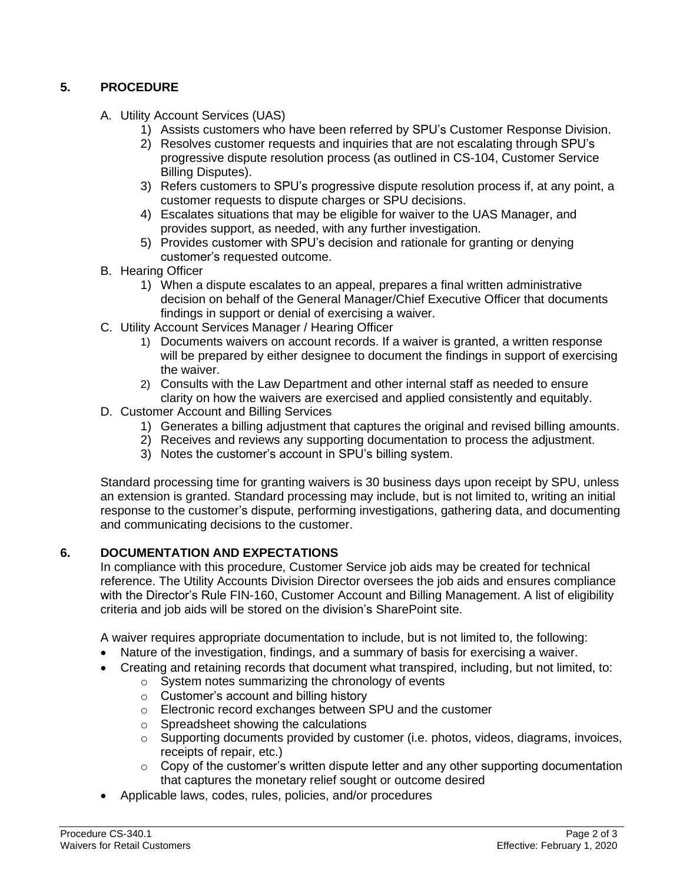## 5. PROCEDURE

A. Utility Account Services (UAS)
   1) Assists customers who have been referred by SPU's Customer Response Division.
   2) Resolves customer requests and inquiries that are not escalating through SPU's progressive dispute resolution process (as outlined in CS-104, Customer Service Billing Disputes).
   3) Refers customers to SPU's progressive dispute resolution process if, at any point, a customer requests to dispute charges or SPU decisions.
   4) Escalates situations that may be eligible for waiver to the UAS Manager, and provides support, as needed, with any further investigation.
   5) Provides customer with SPU's decision and rationale for granting or denying customer's requested outcome.

B. Hearing Officer
   1) When a dispute escalates to an appeal, prepares a final written administrative decision on behalf of the General Manager/Chief Executive Officer that documents findings in support or denial of exercising a waiver.

C. Utility Account Services Manager / Hearing Officer
   1) Documents waivers on account records. If a waiver is granted, a written response will be prepared by either designee to document the findings in support of exercising the waiver.
   2) Consults with the Law Department and other internal staff as needed to ensure clarity on how the waivers are exercised and applied consistently and equitably.

D. Customer Account and Billing Services
   1) Generates a billing adjustment that captures the original and revised billing amounts.
   2) Receives and reviews any supporting documentation to process the adjustment.
   3) Notes the customer's account in SPU's billing system.

Standard processing time for granting waivers is 30 business days upon receipt by SPU, unless an extension is granted. Standard processing may include, but is not limited to, writing an initial response to the customer's dispute, performing investigations, gathering data, and documenting and communicating decisions to the customer.

## 6. DOCUMENTATION AND EXPECTATIONS

In compliance with this procedure, Customer Service job aids may be created for technical reference. The Utility Accounts Division Director oversees the job aids and ensures compliance with the Director's Rule FIN-160, Customer Account and Billing Management. A list of eligibility criteria and job aids will be stored on the division's SharePoint site.

A waiver requires appropriate documentation to include, but is not limited to, the following:

- Nature of the investigation, findings, and a summary of basis for exercising a waiver.
- Creating and retaining records that document what transpired, including, but not limited, to:
  - System notes summarizing the chronology of events
  - Customer's account and billing history
  - Electronic record exchanges between SPU and the customer
  - Spreadsheet showing the calculations
  - Supporting documents provided by customer (i.e. photos, videos, diagrams, invoices, receipts of repair, etc.)
  - Copy of the customer's written dispute letter and any other supporting documentation that captures the monetary relief sought or outcome desired
- Applicable laws, codes, rules, policies, and/or procedures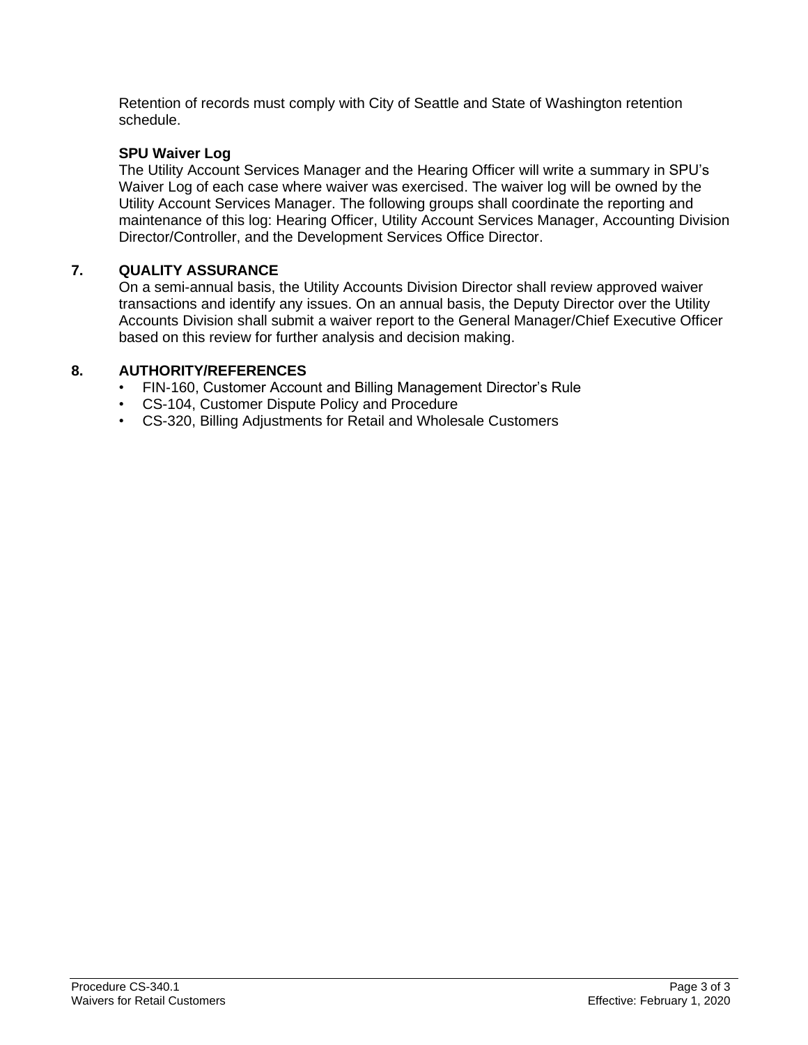Retention of records must comply with City of Seattle and State of Washington retention schedule.

**SPU Waiver Log**

The Utility Account Services Manager and the Hearing Officer will write a summary in SPU's Waiver Log of each case where waiver was exercised. The waiver log will be owned by the Utility Account Services Manager. The following groups shall coordinate the reporting and maintenance of this log: Hearing Officer, Utility Account Services Manager, Accounting Division Director/Controller, and the Development Services Office Director.

## 7. QUALITY ASSURANCE

On a semi-annual basis, the Utility Accounts Division Director shall review approved waiver transactions and identify any issues. On an annual basis, the Deputy Director over the Utility Accounts Division shall submit a waiver report to the General Manager/Chief Executive Officer based on this review for further analysis and decision making.

## 8. AUTHORITY/REFERENCES

- FIN-160, Customer Account and Billing Management Director's Rule
- CS-104, Customer Dispute Policy and Procedure
- CS-320, Billing Adjustments for Retail and Wholesale Customers